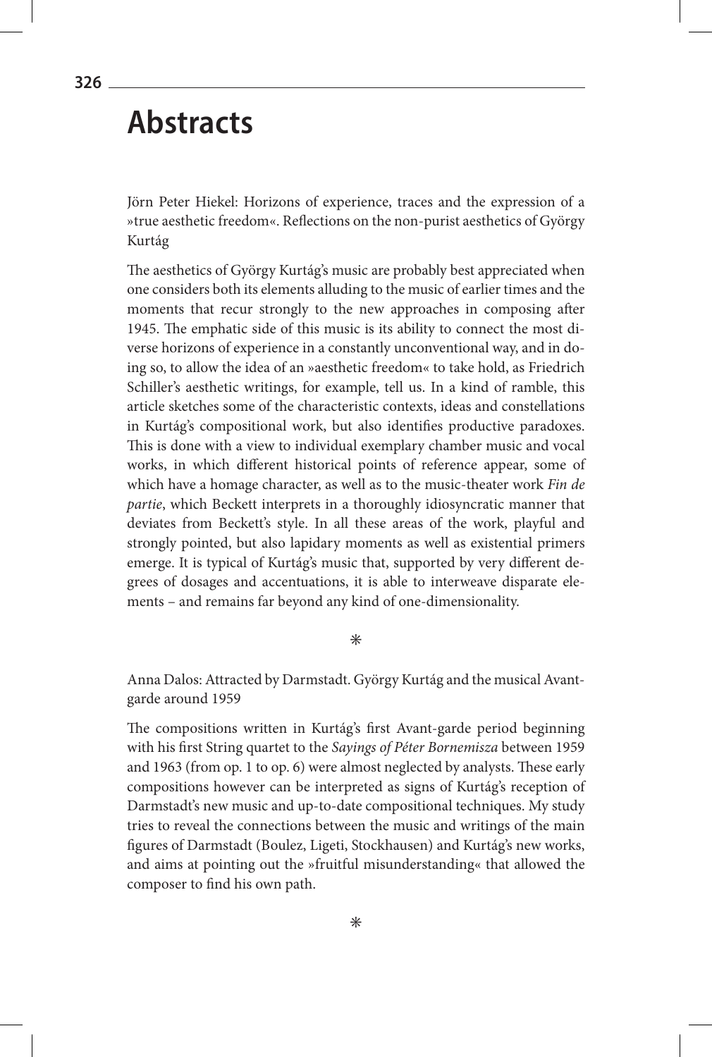# Abstracts

Jörn Peter Hiekel: Horizons of experience, traces and the expression of a »true aesthetic freedom«. Reflections on the non-purist aesthetics of György Kurtág

The aesthetics of György Kurtág's music are probably best appreciated when one considers both its elements alluding to the music of earlier times and the moments that recur strongly to the new approaches in composing after 1945. The emphatic side of this music is its ability to connect the most diverse horizons of experience in a constantly unconventional way, and in doing so, to allow the idea of an »aesthetic freedom« to take hold, as Friedrich Schiller's aesthetic writings, for example, tell us. In a kind of ramble, this article sketches some of the characteristic contexts, ideas and constellations in Kurtág's compositional work, but also identifies productive paradoxes. This is done with a view to individual exemplary chamber music and vocal works, in which different historical points of reference appear, some of which have a homage character, as well as to the music-theater work *Fin de partie*, which Beckett interprets in a thoroughly idiosyncratic manner that deviates from Beckett's style. In all these areas of the work, playful and strongly pointed, but also lapidary moments as well as existential primers emerge. It is typical of Kurtág's music that, supported by very different degrees of dosages and accentuations, it is able to interweave disparate elements – and remains far beyond any kind of one-dimensionality.

⁕

Anna Dalos: Attracted by Darmstadt. György Kurtág and the musical Avant-garde around 1959

The compositions written in Kurtág's first Avant-garde period beginning with his first String quartet to the *Sayings of Péter Bornemisza* between 1959 and 1963 (from op. 1 to op. 6) were almost neglected by analysts. These early compositions however can be interpreted as signs of Kurtág's reception of Darmstadt's new music and up-to-date compositional techniques. My study tries to reveal the connections between the music and writings of the main figures of Darmstadt (Boulez, Ligeti, Stockhausen) and Kurtág's new works, and aims at pointing out the »fruitful misunderstanding« that allowed the composer to find his own path.

⁕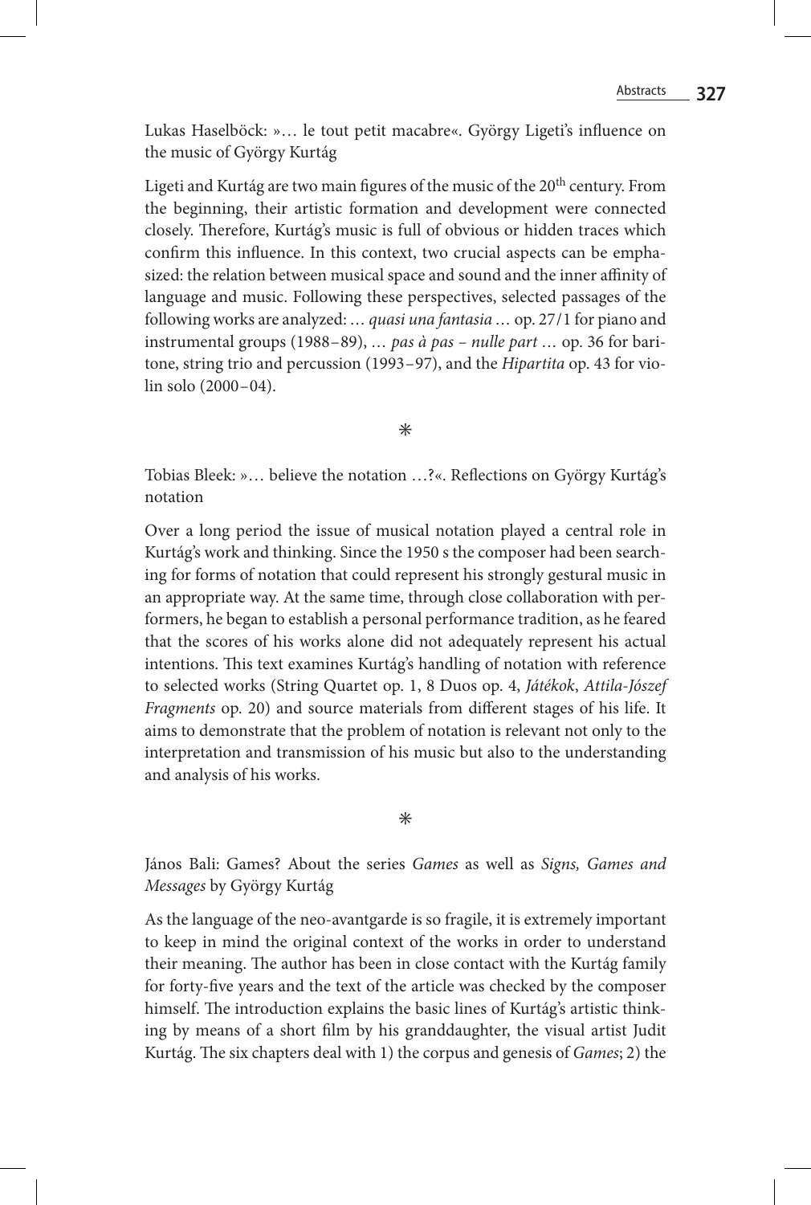Lukas Haselböck: »… le tout petit macabre«. György Ligeti's influence on the music of György Kurtág

Ligeti and Kurtág are two main figures of the music of the 20th century. From the beginning, their artistic formation and development were connected closely. Therefore, Kurtág's music is full of obvious or hidden traces which confirm this influence. In this context, two crucial aspects can be emphasized: the relation between musical space and sound and the inner affinity of language and music. Following these perspectives, selected passages of the following works are analyzed: *… quasi una fantasia …* op. 27/1 for piano and instrumental groups (1988–89), *… pas à pas – nulle part …* op. 36 for baritone, string trio and percussion (1993–97), and the *Hipartita* op. 43 for violin solo (2000–04).

⁂

Tobias Bleek: »… believe the notation …?«. Reflections on György Kurtág's notation

Over a long period the issue of musical notation played a central role in Kurtág's work and thinking. Since the 1950 s the composer had been searching for forms of notation that could represent his strongly gestural music in an appropriate way. At the same time, through close collaboration with performers, he began to establish a personal performance tradition, as he feared that the scores of his works alone did not adequately represent his actual intentions. This text examines Kurtág's handling of notation with reference to selected works (String Quartet op. 1, 8 Duos op. 4, *Játékok*, *Attila-Jószef Fragments* op. 20) and source materials from different stages of his life. It aims to demonstrate that the problem of notation is relevant not only to the interpretation and transmission of his music but also to the understanding and analysis of his works.

⁂

János Bali: Games? About the series *Games* as well as *Signs, Games and Messages* by György Kurtág

As the language of the neo-avantgarde is so fragile, it is extremely important to keep in mind the original context of the works in order to understand their meaning. The author has been in close contact with the Kurtág family for forty-five years and the text of the article was checked by the composer himself. The introduction explains the basic lines of Kurtág's artistic thinking by means of a short film by his granddaughter, the visual artist Judit Kurtág. The six chapters deal with 1) the corpus and genesis of *Games*; 2) the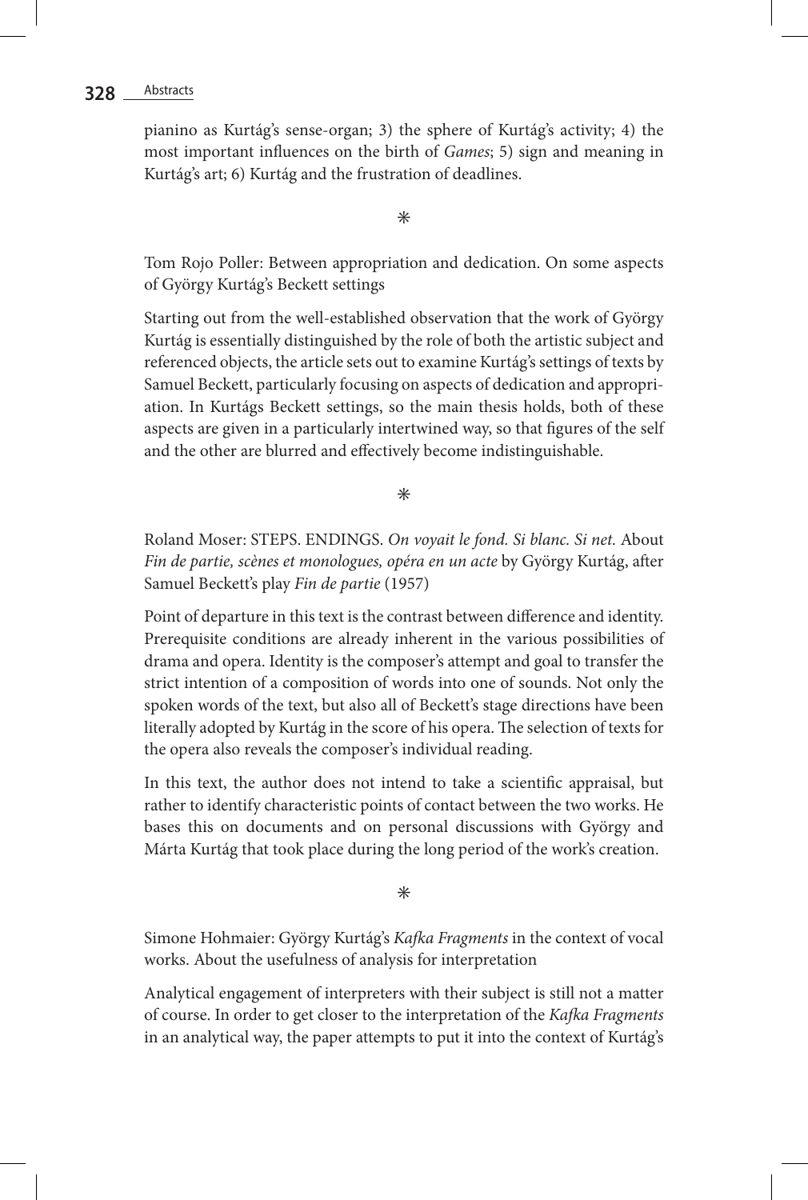pianino as Kurtág's sense-organ; 3) the sphere of Kurtág's activity; 4) the most important influences on the birth of *Games*; 5) sign and meaning in Kurtág's art; 6) Kurtág and the frustration of deadlines.

⁎

Tom Rojo Poller: Between appropriation and dedication. On some aspects of György Kurtág's Beckett settings

Starting out from the well-established observation that the work of György Kurtág is essentially distinguished by the role of both the artistic subject and referenced objects, the article sets out to examine Kurtág's settings of texts by Samuel Beckett, particularly focusing on aspects of dedication and appropriation. In Kurtágs Beckett settings, so the main thesis holds, both of these aspects are given in a particularly intertwined way, so that figures of the self and the other are blurred and effectively become indistinguishable.

⁎

Roland Moser: STEPS. ENDINGS. *On voyait le fond. Si blanc. Si net.* About *Fin de partie, scènes et monologues, opéra en un acte* by György Kurtág, after Samuel Beckett's play *Fin de partie* (1957)

Point of departure in this text is the contrast between difference and identity. Prerequisite conditions are already inherent in the various possibilities of drama and opera. Identity is the composer's attempt and goal to transfer the strict intention of a composition of words into one of sounds. Not only the spoken words of the text, but also all of Beckett's stage directions have been literally adopted by Kurtág in the score of his opera. The selection of texts for the opera also reveals the composer's individual reading.

In this text, the author does not intend to take a scientific appraisal, but rather to identify characteristic points of contact between the two works. He bases this on documents and on personal discussions with György and Márta Kurtág that took place during the long period of the work's creation.

⁎

Simone Hohmaier: György Kurtág's *Kafka Fragments* in the context of vocal works. About the usefulness of analysis for interpretation

Analytical engagement of interpreters with their subject is still not a matter of course. In order to get closer to the interpretation of the *Kafka Fragments* in an analytical way, the paper attempts to put it into the context of Kurtág's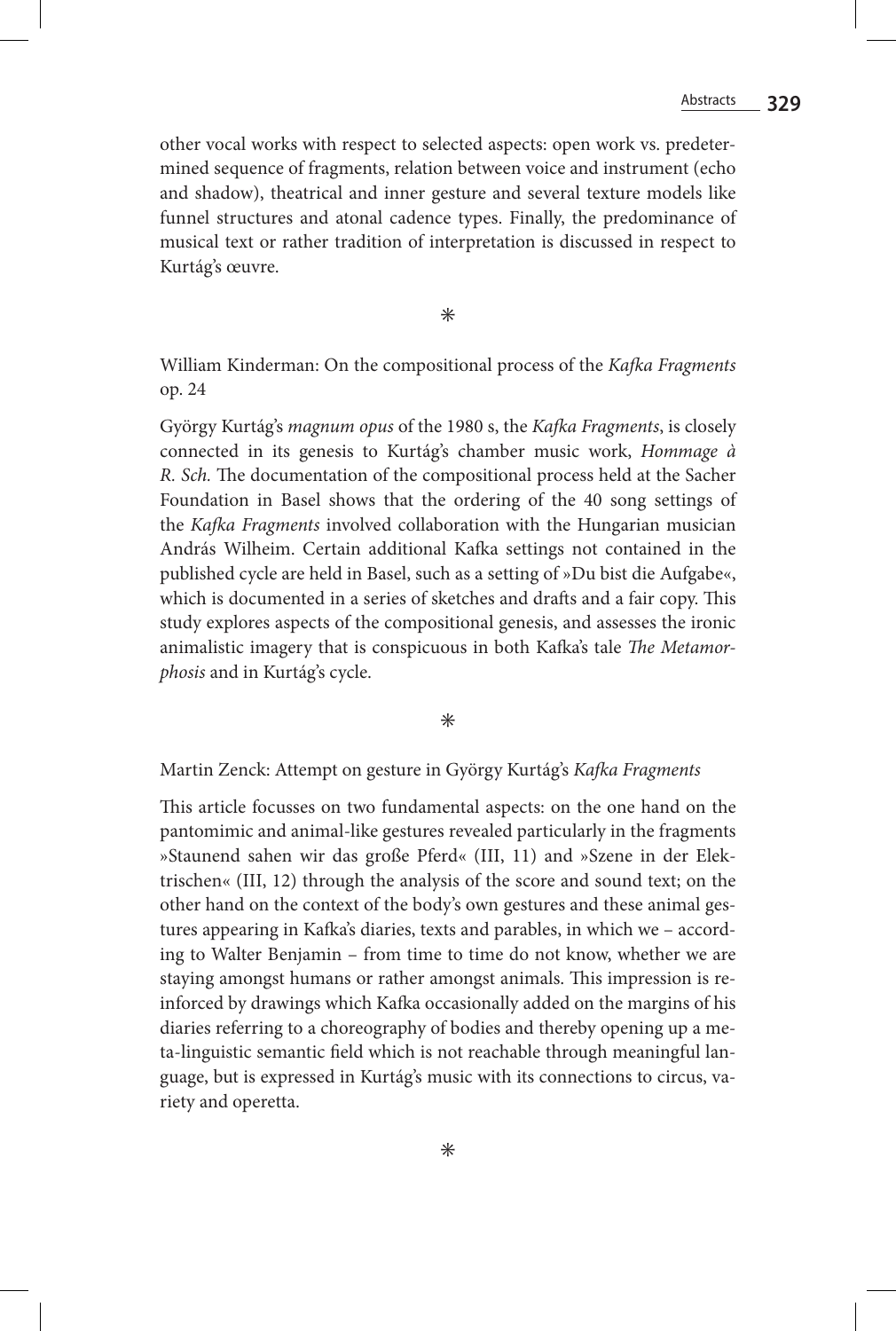other vocal works with respect to selected aspects: open work vs. predetermined sequence of fragments, relation between voice and instrument (echo and shadow), theatrical and inner gesture and several texture models like funnel structures and atonal cadence types. Finally, the predominance of musical text or rather tradition of interpretation is discussed in respect to Kurtág's œuvre.

⁎

William Kinderman: On the compositional process of the *Kafka Fragments* op. 24

György Kurtág's *magnum opus* of the 1980 s, the *Kafka Fragments*, is closely connected in its genesis to Kurtág's chamber music work, *Hommage à R. Sch.* The documentation of the compositional process held at the Sacher Foundation in Basel shows that the ordering of the 40 song settings of the *Kafka Fragments* involved collaboration with the Hungarian musician András Wilheim. Certain additional Kafka settings not contained in the published cycle are held in Basel, such as a setting of »Du bist die Aufgabe«, which is documented in a series of sketches and drafts and a fair copy. This study explores aspects of the compositional genesis, and assesses the ironic animalistic imagery that is conspicuous in both Kafka's tale *The Metamorphosis* and in Kurtág's cycle.

⁎

Martin Zenck: Attempt on gesture in György Kurtág's *Kafka Fragments*

This article focusses on two fundamental aspects: on the one hand on the pantomimic and animal-like gestures revealed particularly in the fragments »Staunend sahen wir das große Pferd« (III, 11) and »Szene in der Elektrischen« (III, 12) through the analysis of the score and sound text; on the other hand on the context of the body's own gestures and these animal gestures appearing in Kafka's diaries, texts and parables, in which we – according to Walter Benjamin – from time to time do not know, whether we are staying amongst humans or rather amongst animals. This impression is reinforced by drawings which Kafka occasionally added on the margins of his diaries referring to a choreography of bodies and thereby opening up a meta-linguistic semantic field which is not reachable through meaningful language, but is expressed in Kurtág's music with its connections to circus, variety and operetta.

⁎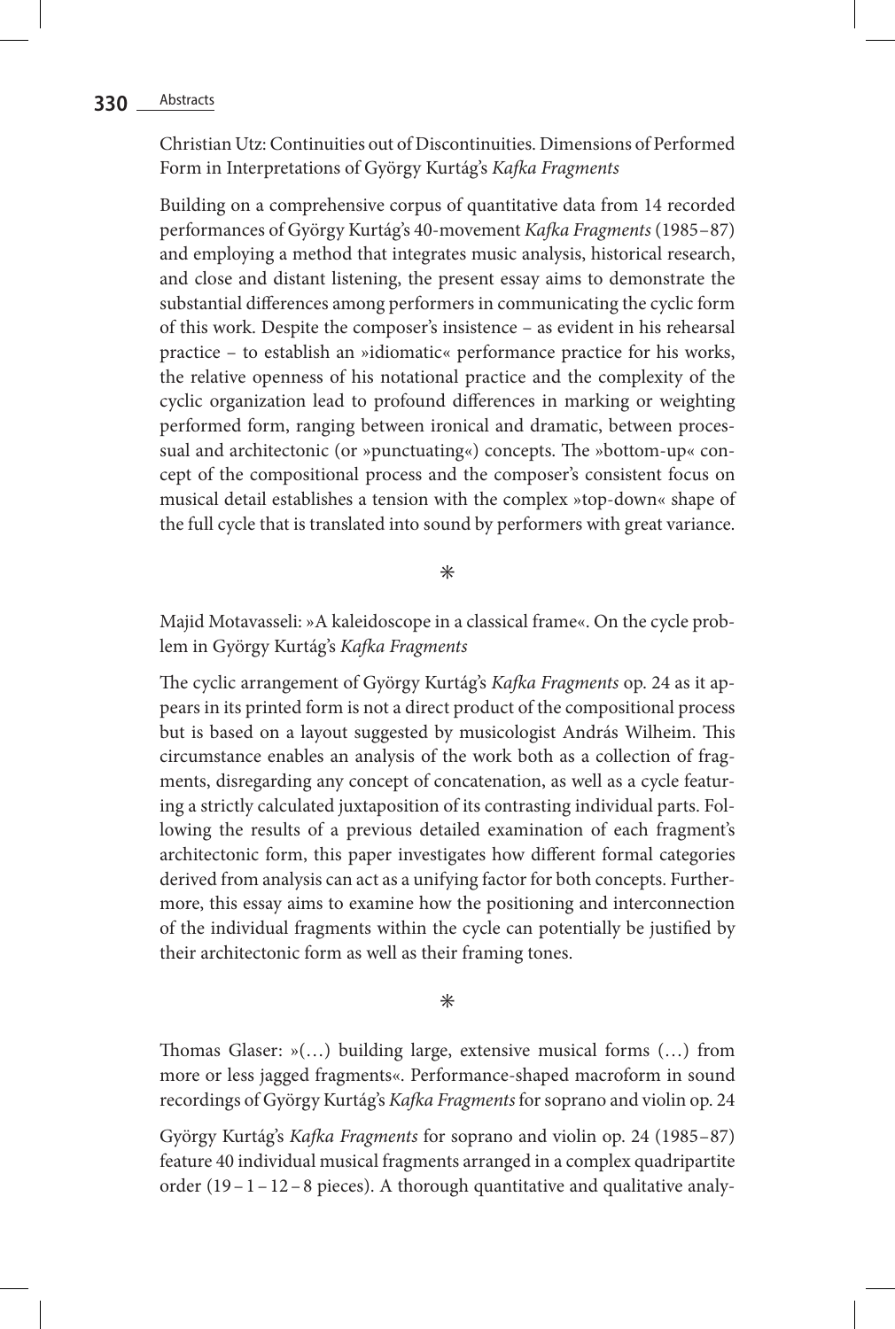Christian Utz: Continuities out of Discontinuities. Dimensions of Performed Form in Interpretations of György Kurtág's *Kafka Fragments*

Building on a comprehensive corpus of quantitative data from 14 recorded performances of György Kurtág's 40-movement *Kafka Fragments* (1985–87) and employing a method that integrates music analysis, historical research, and close and distant listening, the present essay aims to demonstrate the substantial differences among performers in communicating the cyclic form of this work. Despite the composer's insistence – as evident in his rehearsal practice – to establish an »idiomatic« performance practice for his works, the relative openness of his notational practice and the complexity of the cyclic organization lead to profound differences in marking or weighting performed form, ranging between ironical and dramatic, between processual and architectonic (or »punctuating«) concepts. The »bottom-up« concept of the compositional process and the composer's consistent focus on musical detail establishes a tension with the complex »top-down« shape of the full cycle that is translated into sound by performers with great variance.

*

Majid Motavasseli: »A kaleidoscope in a classical frame«. On the cycle problem in György Kurtág's *Kafka Fragments*

The cyclic arrangement of György Kurtág's *Kafka Fragments* op. 24 as it appears in its printed form is not a direct product of the compositional process but is based on a layout suggested by musicologist András Wilheim. This circumstance enables an analysis of the work both as a collection of fragments, disregarding any concept of concatenation, as well as a cycle featuring a strictly calculated juxtaposition of its contrasting individual parts. Following the results of a previous detailed examination of each fragment's architectonic form, this paper investigates how different formal categories derived from analysis can act as a unifying factor for both concepts. Furthermore, this essay aims to examine how the positioning and interconnection of the individual fragments within the cycle can potentially be justified by their architectonic form as well as their framing tones.

*

Thomas Glaser: »(…) building large, extensive musical forms (…) from more or less jagged fragments«. Performance-shaped macroform in sound recordings of György Kurtág's *Kafka Fragments* for soprano and violin op. 24

György Kurtág's *Kafka Fragments* for soprano and violin op. 24 (1985–87) feature 40 individual musical fragments arranged in a complex quadripartite order (19 – 1 – 12 – 8 pieces). A thorough quantitative and qualitative analy-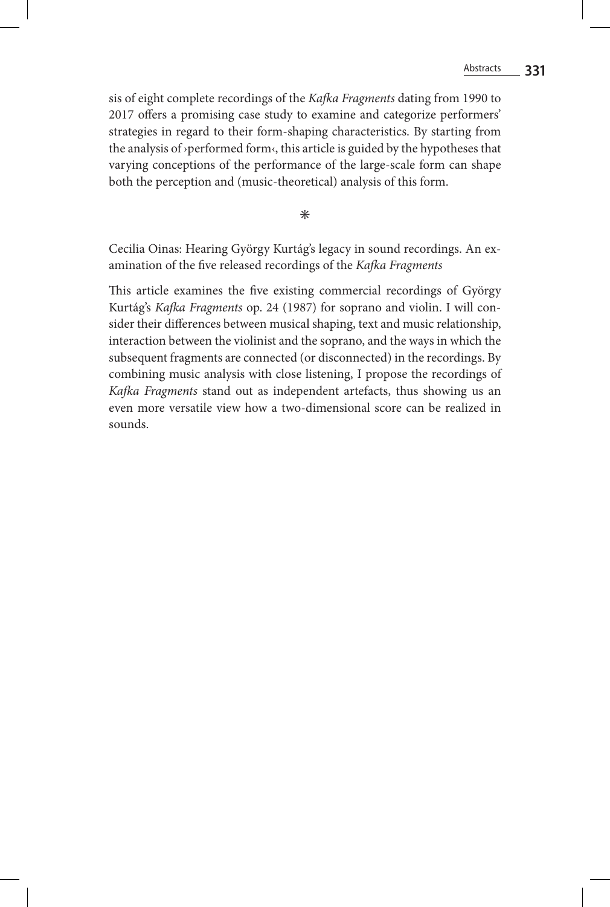sis of eight complete recordings of the *Kafka Fragments* dating from 1990 to 2017 offers a promising case study to examine and categorize performers' strategies in regard to their form-shaping characteristics. By starting from the analysis of ›performed form‹, this article is guided by the hypotheses that varying conceptions of the performance of the large-scale form can shape both the perception and (music-theoretical) analysis of this form.

⁎

Cecilia Oinas: Hearing György Kurtág's legacy in sound recordings. An examination of the five released recordings of the *Kafka Fragments*

This article examines the five existing commercial recordings of György Kurtág's *Kafka Fragments* op. 24 (1987) for soprano and violin. I will consider their differences between musical shaping, text and music relationship, interaction between the violinist and the soprano, and the ways in which the subsequent fragments are connected (or disconnected) in the recordings. By combining music analysis with close listening, I propose the recordings of *Kafka Fragments* stand out as independent artefacts, thus showing us an even more versatile view how a two-dimensional score can be realized in sounds.